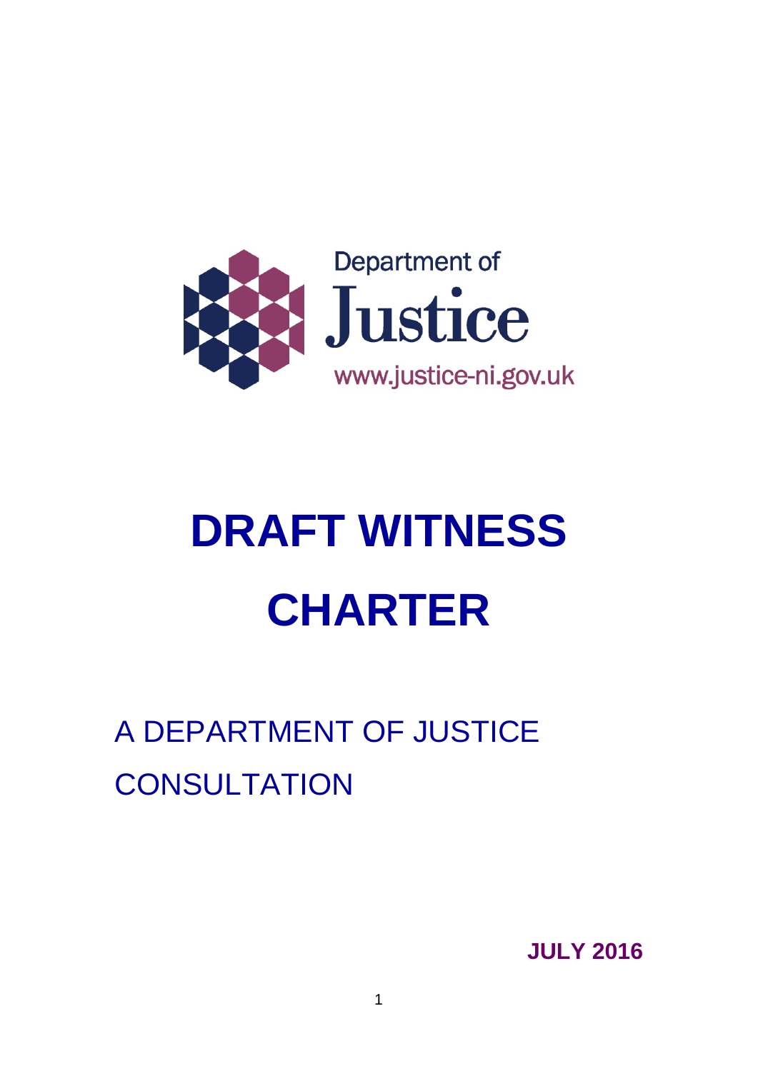Department of
Justice
www.justice-ni.gov.uk

# DRAFT WITNESS CHARTER

## A DEPARTMENT OF JUSTICE CONSULTATION

**JULY 2016**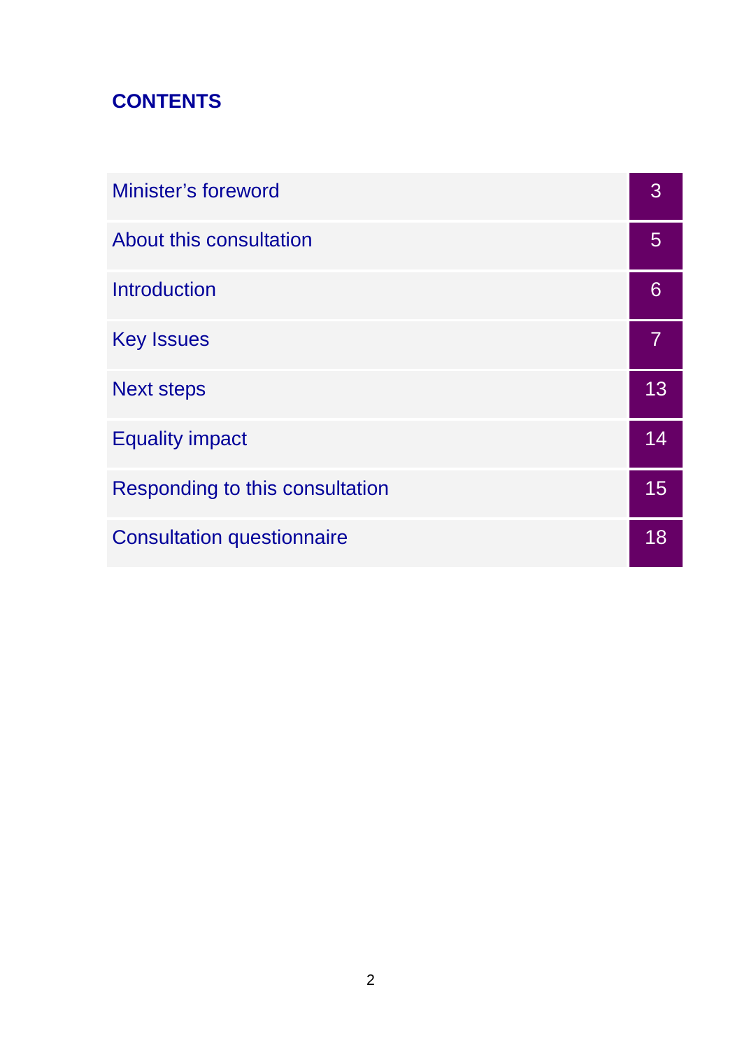## CONTENTS

| | |
|---|---|
| Minister’s foreword | 3 |
| About this consultation | 5 |
| Introduction | 6 |
| Key Issues | 7 |
| Next steps | 13 |
| Equality impact | 14 |
| Responding to this consultation | 15 |
| Consultation questionnaire | 18 |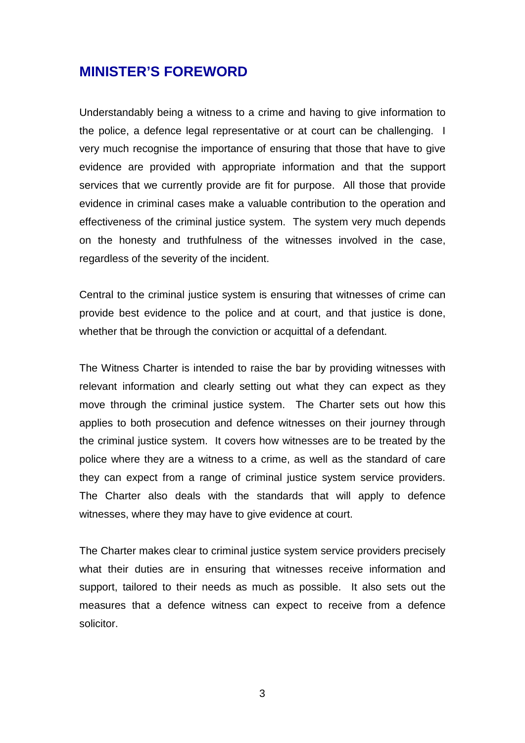## MINISTER'S FOREWORD

Understandably being a witness to a crime and having to give information to the police, a defence legal representative or at court can be challenging. I very much recognise the importance of ensuring that those that have to give evidence are provided with appropriate information and that the support services that we currently provide are fit for purpose. All those that provide evidence in criminal cases make a valuable contribution to the operation and effectiveness of the criminal justice system. The system very much depends on the honesty and truthfulness of the witnesses involved in the case, regardless of the severity of the incident.

Central to the criminal justice system is ensuring that witnesses of crime can provide best evidence to the police and at court, and that justice is done, whether that be through the conviction or acquittal of a defendant.

The Witness Charter is intended to raise the bar by providing witnesses with relevant information and clearly setting out what they can expect as they move through the criminal justice system. The Charter sets out how this applies to both prosecution and defence witnesses on their journey through the criminal justice system. It covers how witnesses are to be treated by the police where they are a witness to a crime, as well as the standard of care they can expect from a range of criminal justice system service providers. The Charter also deals with the standards that will apply to defence witnesses, where they may have to give evidence at court.

The Charter makes clear to criminal justice system service providers precisely what their duties are in ensuring that witnesses receive information and support, tailored to their needs as much as possible. It also sets out the measures that a defence witness can expect to receive from a defence solicitor.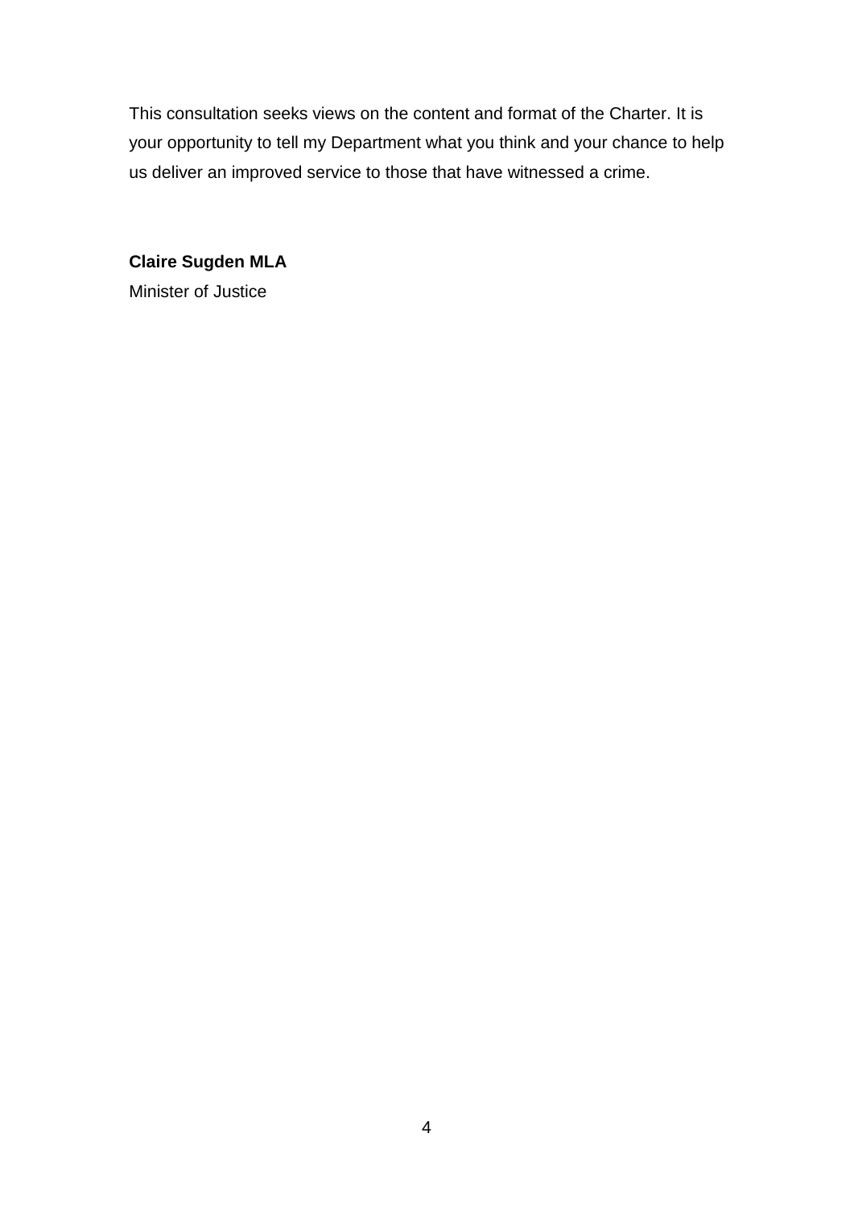This consultation seeks views on the content and format of the Charter. It is your opportunity to tell my Department what you think and your chance to help us deliver an improved service to those that have witnessed a crime.

**Claire Sugden MLA**
Minister of Justice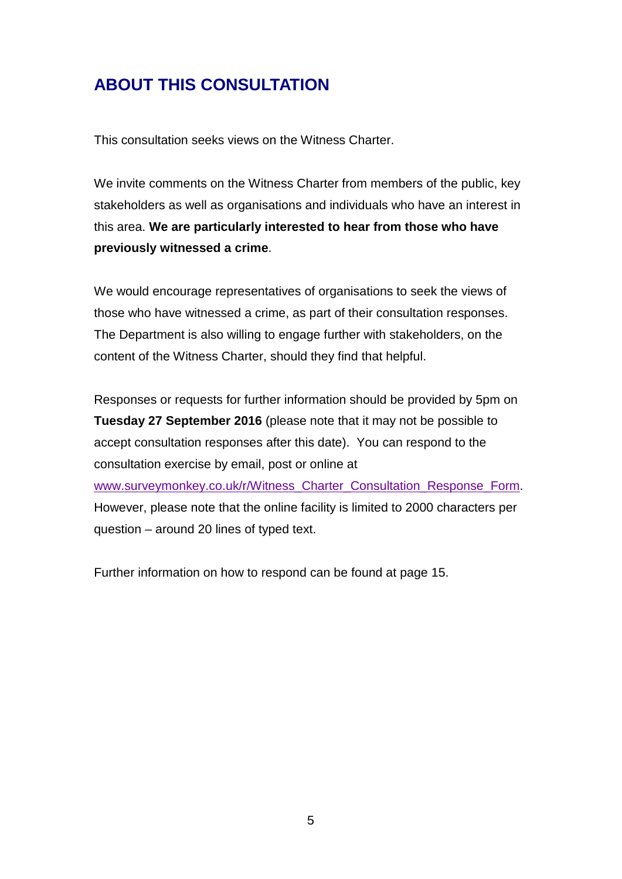## ABOUT THIS CONSULTATION

This consultation seeks views on the Witness Charter.

We invite comments on the Witness Charter from members of the public, key stakeholders as well as organisations and individuals who have an interest in this area. **We are particularly interested to hear from those who have previously witnessed a crime**.

We would encourage representatives of organisations to seek the views of those who have witnessed a crime, as part of their consultation responses. The Department is also willing to engage further with stakeholders, on the content of the Witness Charter, should they find that helpful.

Responses or requests for further information should be provided by 5pm on **Tuesday 27 September 2016** (please note that it may not be possible to accept consultation responses after this date). You can respond to the consultation exercise by email, post or online at www.surveymonkey.co.uk/r/Witness_Charter_Consultation_Response_Form. However, please note that the online facility is limited to 2000 characters per question – around 20 lines of typed text.

Further information on how to respond can be found at page 15.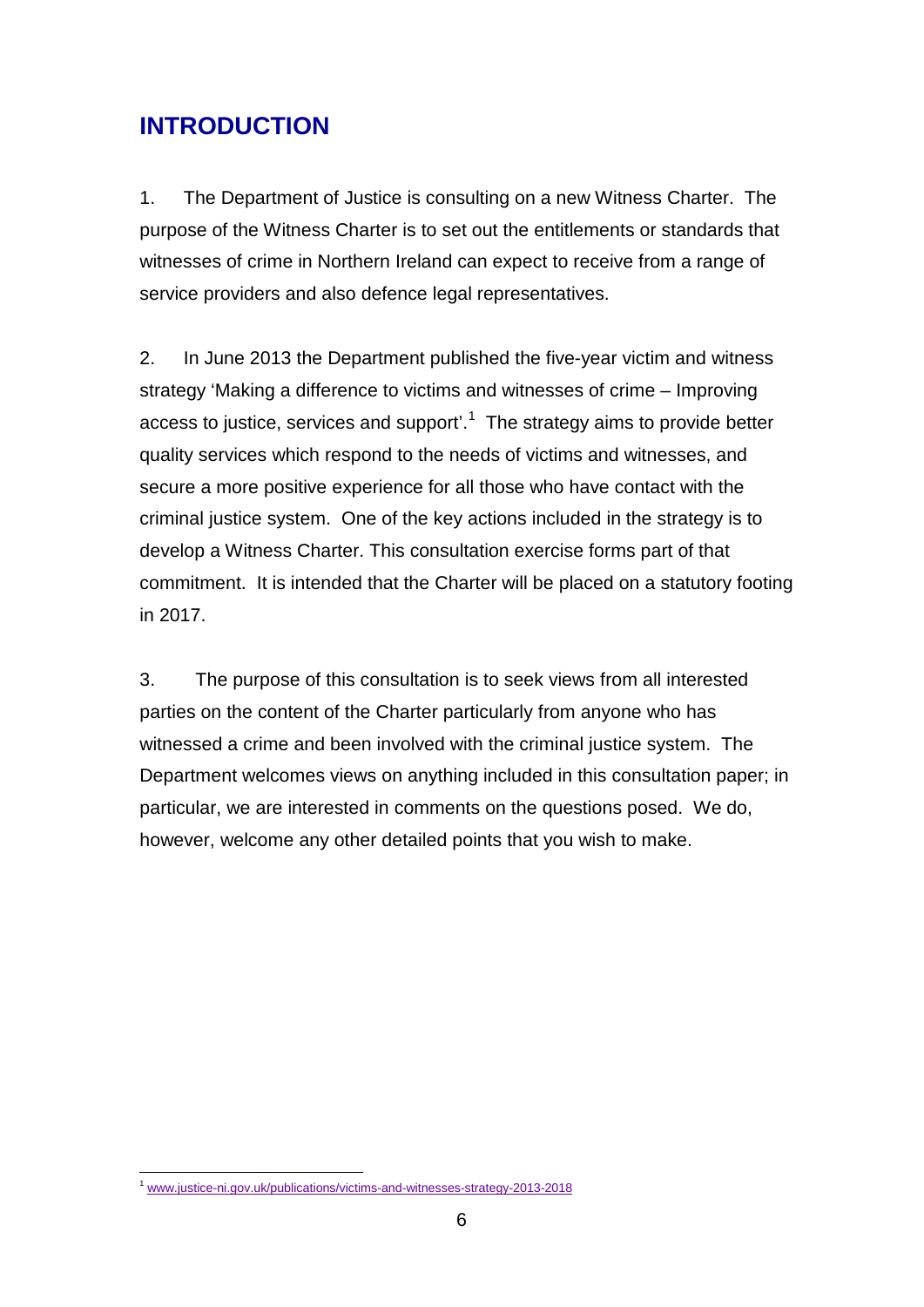## INTRODUCTION

1. The Department of Justice is consulting on a new Witness Charter. The purpose of the Witness Charter is to set out the entitlements or standards that witnesses of crime in Northern Ireland can expect to receive from a range of service providers and also defence legal representatives.

2. In June 2013 the Department published the five-year victim and witness strategy 'Making a difference to victims and witnesses of crime – Improving access to justice, services and support'.[1] The strategy aims to provide better quality services which respond to the needs of victims and witnesses, and secure a more positive experience for all those who have contact with the criminal justice system. One of the key actions included in the strategy is to develop a Witness Charter. This consultation exercise forms part of that commitment. It is intended that the Charter will be placed on a statutory footing in 2017.

3. The purpose of this consultation is to seek views from all interested parties on the content of the Charter particularly from anyone who has witnessed a crime and been involved with the criminal justice system. The Department welcomes views on anything included in this consultation paper; in particular, we are interested in comments on the questions posed. We do, however, welcome any other detailed points that you wish to make.

---

[1] www.justice-ni.gov.uk/publications/victims-and-witnesses-strategy-2013-2018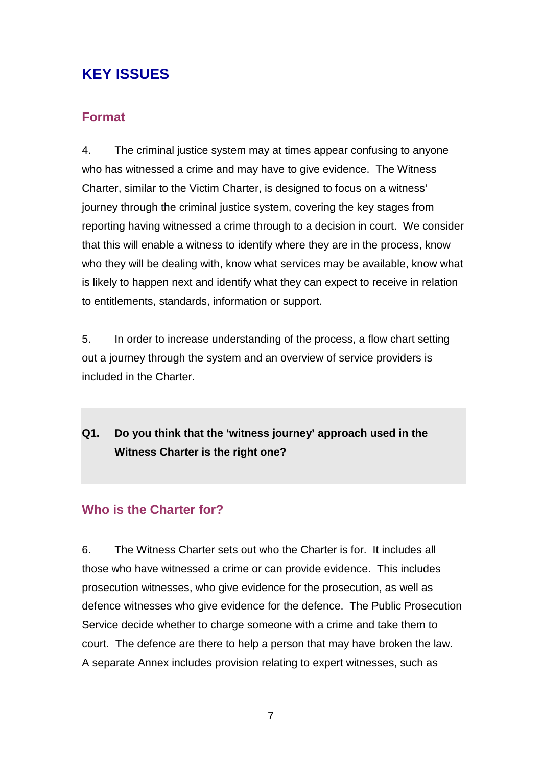## KEY ISSUES

### Format

4. The criminal justice system may at times appear confusing to anyone who has witnessed a crime and may have to give evidence. The Witness Charter, similar to the Victim Charter, is designed to focus on a witness' journey through the criminal justice system, covering the key stages from reporting having witnessed a crime through to a decision in court. We consider that this will enable a witness to identify where they are in the process, know who they will be dealing with, know what services may be available, know what is likely to happen next and identify what they can expect to receive in relation to entitlements, standards, information or support.

5. In order to increase understanding of the process, a flow chart setting out a journey through the system and an overview of service providers is included in the Charter.

**Q1. Do you think that the 'witness journey' approach used in the Witness Charter is the right one?**

### Who is the Charter for?

6. The Witness Charter sets out who the Charter is for. It includes all those who have witnessed a crime or can provide evidence. This includes prosecution witnesses, who give evidence for the prosecution, as well as defence witnesses who give evidence for the defence. The Public Prosecution Service decide whether to charge someone with a crime and take them to court. The defence are there to help a person that may have broken the law. A separate Annex includes provision relating to expert witnesses, such as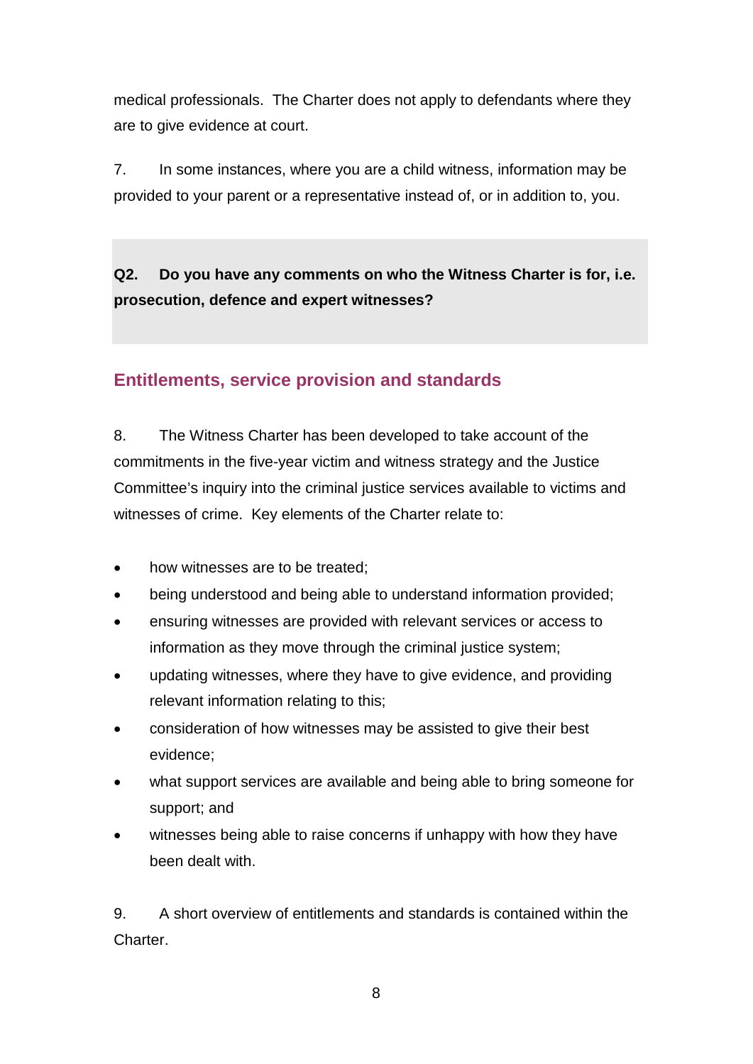medical professionals. The Charter does not apply to defendants where they are to give evidence at court.

7. In some instances, where you are a child witness, information may be provided to your parent or a representative instead of, or in addition to, you.

**Q2. Do you have any comments on who the Witness Charter is for, i.e. prosecution, defence and expert witnesses?**

## Entitlements, service provision and standards

8. The Witness Charter has been developed to take account of the commitments in the five-year victim and witness strategy and the Justice Committee's inquiry into the criminal justice services available to victims and witnesses of crime. Key elements of the Charter relate to:

- how witnesses are to be treated;
- being understood and being able to understand information provided;
- ensuring witnesses are provided with relevant services or access to information as they move through the criminal justice system;
- updating witnesses, where they have to give evidence, and providing relevant information relating to this;
- consideration of how witnesses may be assisted to give their best evidence;
- what support services are available and being able to bring someone for support; and
- witnesses being able to raise concerns if unhappy with how they have been dealt with.

9. A short overview of entitlements and standards is contained within the Charter.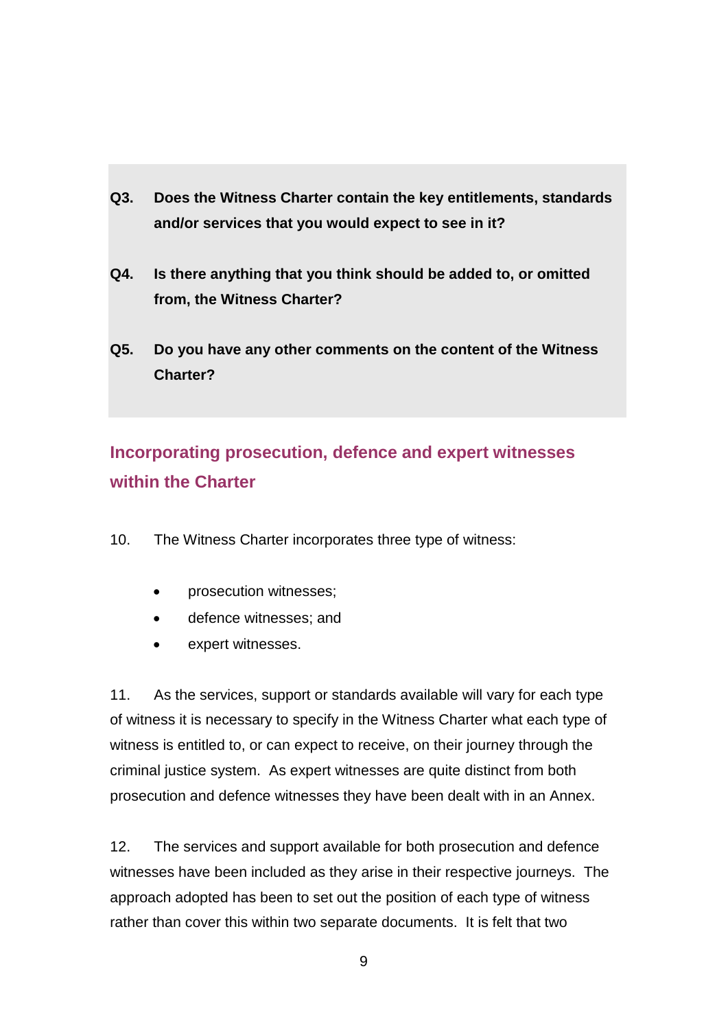**Q3. Does the Witness Charter contain the key entitlements, standards and/or services that you would expect to see in it?**

**Q4. Is there anything that you think should be added to, or omitted from, the Witness Charter?**

**Q5. Do you have any other comments on the content of the Witness Charter?**

## Incorporating prosecution, defence and expert witnesses within the Charter

10. The Witness Charter incorporates three type of witness:

- prosecution witnesses;
- defence witnesses; and
- expert witnesses.

11. As the services, support or standards available will vary for each type of witness it is necessary to specify in the Witness Charter what each type of witness is entitled to, or can expect to receive, on their journey through the criminal justice system. As expert witnesses are quite distinct from both prosecution and defence witnesses they have been dealt with in an Annex.

12. The services and support available for both prosecution and defence witnesses have been included as they arise in their respective journeys. The approach adopted has been to set out the position of each type of witness rather than cover this within two separate documents. It is felt that two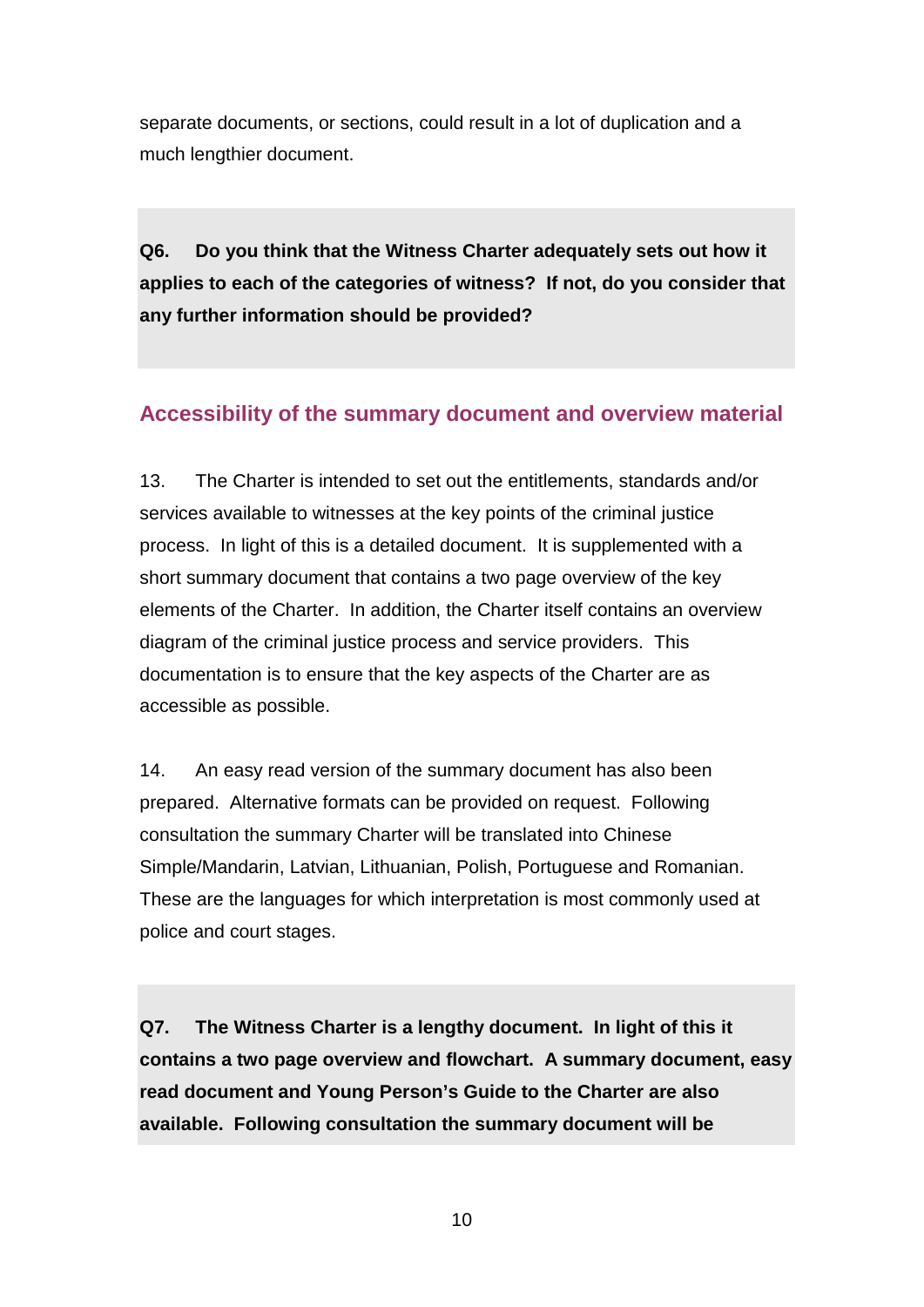separate documents, or sections, could result in a lot of duplication and a much lengthier document.

**Q6. Do you think that the Witness Charter adequately sets out how it applies to each of the categories of witness? If not, do you consider that any further information should be provided?**

## Accessibility of the summary document and overview material

13. The Charter is intended to set out the entitlements, standards and/or services available to witnesses at the key points of the criminal justice process. In light of this is a detailed document. It is supplemented with a short summary document that contains a two page overview of the key elements of the Charter. In addition, the Charter itself contains an overview diagram of the criminal justice process and service providers. This documentation is to ensure that the key aspects of the Charter are as accessible as possible.

14. An easy read version of the summary document has also been prepared. Alternative formats can be provided on request. Following consultation the summary Charter will be translated into Chinese Simple/Mandarin, Latvian, Lithuanian, Polish, Portuguese and Romanian. These are the languages for which interpretation is most commonly used at police and court stages.

**Q7. The Witness Charter is a lengthy document. In light of this it contains a two page overview and flowchart. A summary document, easy read document and Young Person's Guide to the Charter are also available. Following consultation the summary document will be**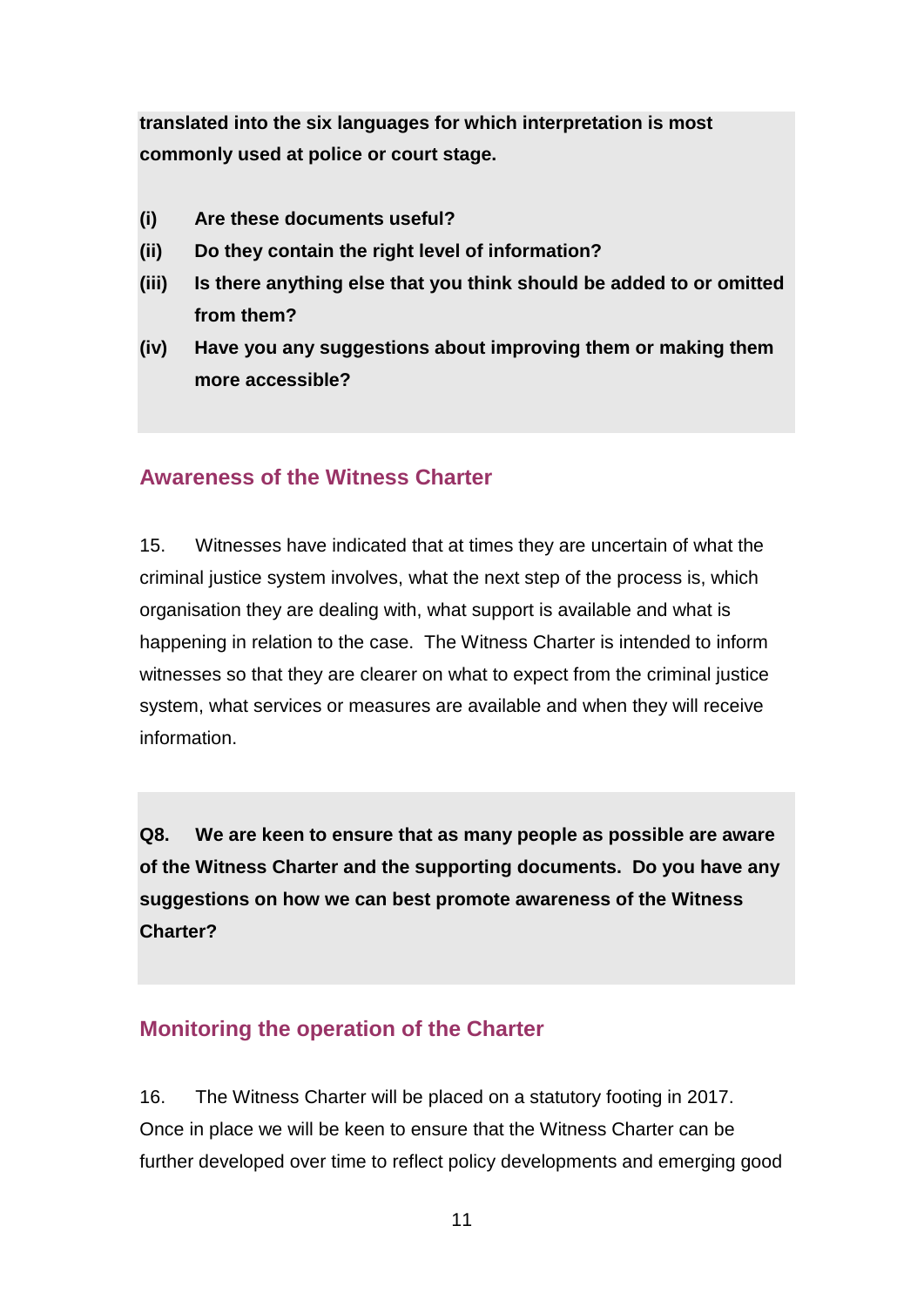**translated into the six languages for which interpretation is most commonly used at police or court stage.**

- **(i) Are these documents useful?**
- **(ii) Do they contain the right level of information?**
- **(iii) Is there anything else that you think should be added to or omitted from them?**
- **(iv) Have you any suggestions about improving them or making them more accessible?**

## Awareness of the Witness Charter

15. Witnesses have indicated that at times they are uncertain of what the criminal justice system involves, what the next step of the process is, which organisation they are dealing with, what support is available and what is happening in relation to the case. The Witness Charter is intended to inform witnesses so that they are clearer on what to expect from the criminal justice system, what services or measures are available and when they will receive information.

**Q8. We are keen to ensure that as many people as possible are aware of the Witness Charter and the supporting documents. Do you have any suggestions on how we can best promote awareness of the Witness Charter?**

## Monitoring the operation of the Charter

16. The Witness Charter will be placed on a statutory footing in 2017. Once in place we will be keen to ensure that the Witness Charter can be further developed over time to reflect policy developments and emerging good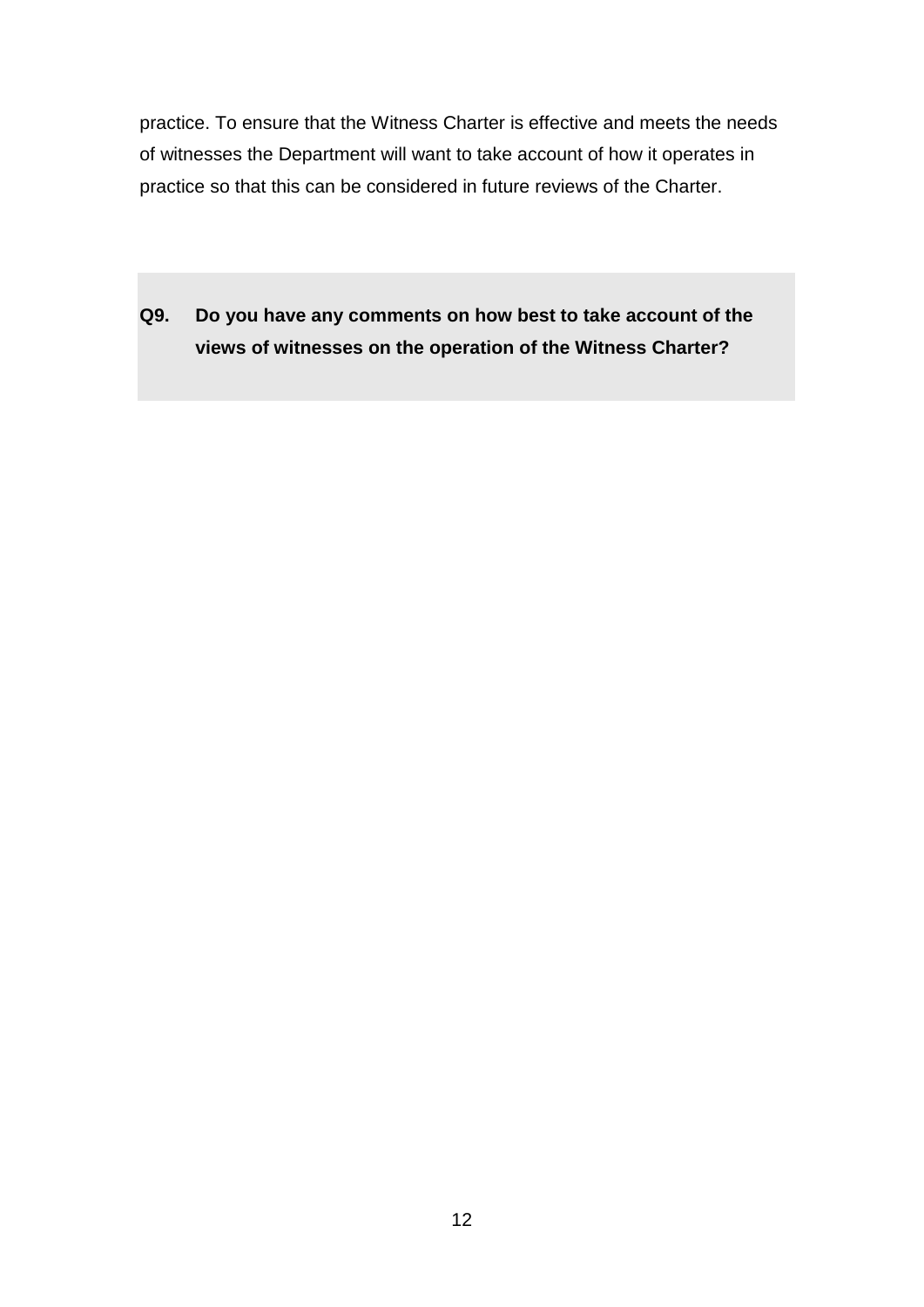practice. To ensure that the Witness Charter is effective and meets the needs of witnesses the Department will want to take account of how it operates in practice so that this can be considered in future reviews of the Charter.

**Q9. Do you have any comments on how best to take account of the views of witnesses on the operation of the Witness Charter?**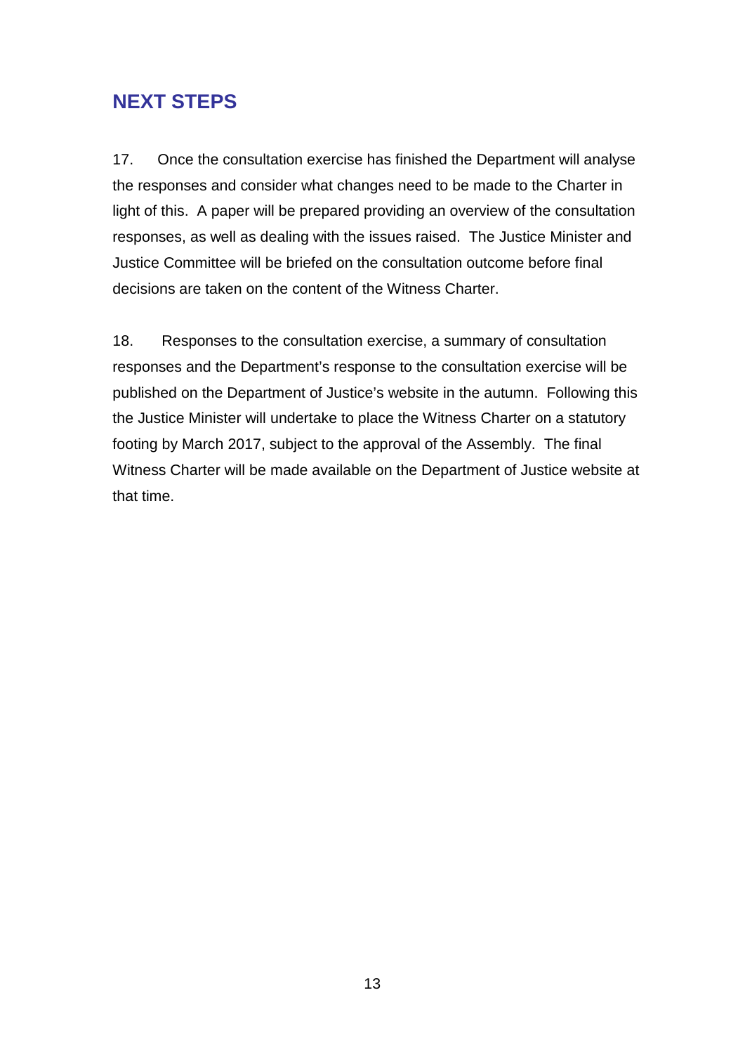## NEXT STEPS

17. Once the consultation exercise has finished the Department will analyse the responses and consider what changes need to be made to the Charter in light of this. A paper will be prepared providing an overview of the consultation responses, as well as dealing with the issues raised. The Justice Minister and Justice Committee will be briefed on the consultation outcome before final decisions are taken on the content of the Witness Charter.

18. Responses to the consultation exercise, a summary of consultation responses and the Department's response to the consultation exercise will be published on the Department of Justice's website in the autumn. Following this the Justice Minister will undertake to place the Witness Charter on a statutory footing by March 2017, subject to the approval of the Assembly. The final Witness Charter will be made available on the Department of Justice website at that time.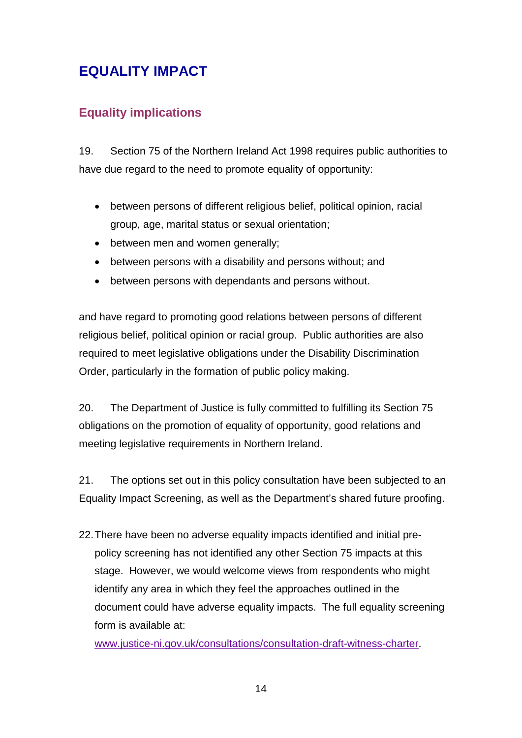# EQUALITY IMPACT

## Equality implications

19. Section 75 of the Northern Ireland Act 1998 requires public authorities to have due regard to the need to promote equality of opportunity:

- between persons of different religious belief, political opinion, racial group, age, marital status or sexual orientation;
- between men and women generally;
- between persons with a disability and persons without; and
- between persons with dependants and persons without.

and have regard to promoting good relations between persons of different religious belief, political opinion or racial group. Public authorities are also required to meet legislative obligations under the Disability Discrimination Order, particularly in the formation of public policy making.

20. The Department of Justice is fully committed to fulfilling its Section 75 obligations on the promotion of equality of opportunity, good relations and meeting legislative requirements in Northern Ireland.

21. The options set out in this policy consultation have been subjected to an Equality Impact Screening, as well as the Department's shared future proofing.

22. There have been no adverse equality impacts identified and initial pre-policy screening has not identified any other Section 75 impacts at this stage. However, we would welcome views from respondents who might identify any area in which they feel the approaches outlined in the document could have adverse equality impacts. The full equality screening form is available at: [www.justice-ni.gov.uk/consultations/consultation-draft-witness-charter](www.justice-ni.gov.uk/consultations/consultation-draft-witness-charter).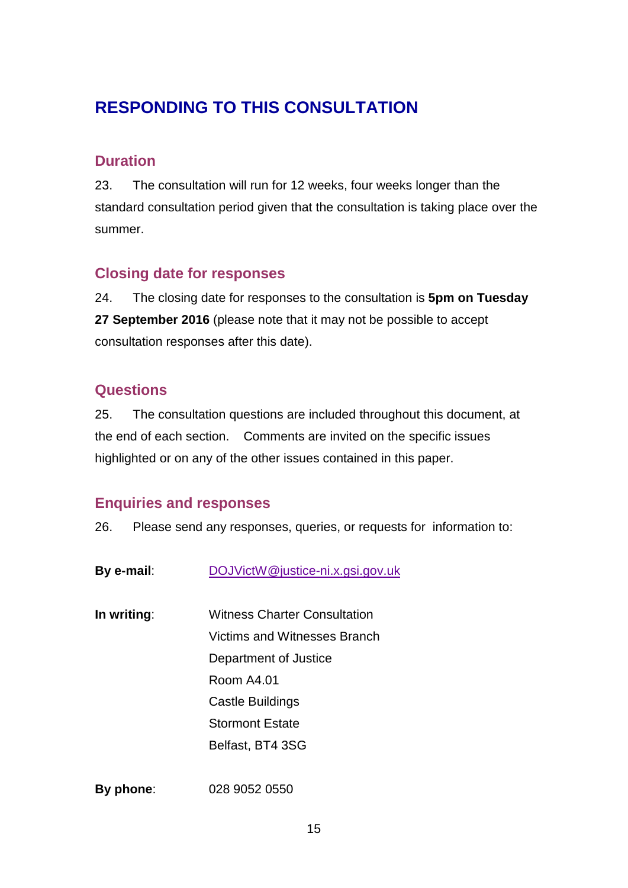# RESPONDING TO THIS CONSULTATION

## Duration

23. The consultation will run for 12 weeks, four weeks longer than the standard consultation period given that the consultation is taking place over the summer.

## Closing date for responses

24. The closing date for responses to the consultation is **5pm on Tuesday 27 September 2016** (please note that it may not be possible to accept consultation responses after this date).

## Questions

25. The consultation questions are included throughout this document, at the end of each section. Comments are invited on the specific issues highlighted or on any of the other issues contained in this paper.

## Enquiries and responses

26. Please send any responses, queries, or requests for information to:

**By e-mail**: DOJVictW@justice-ni.x.gsi.gov.uk

**In writing**:

Witness Charter Consultation
Victims and Witnesses Branch
Department of Justice
Room A4.01
Castle Buildings
Stormont Estate
Belfast, BT4 3SG

**By phone**: 028 9052 0550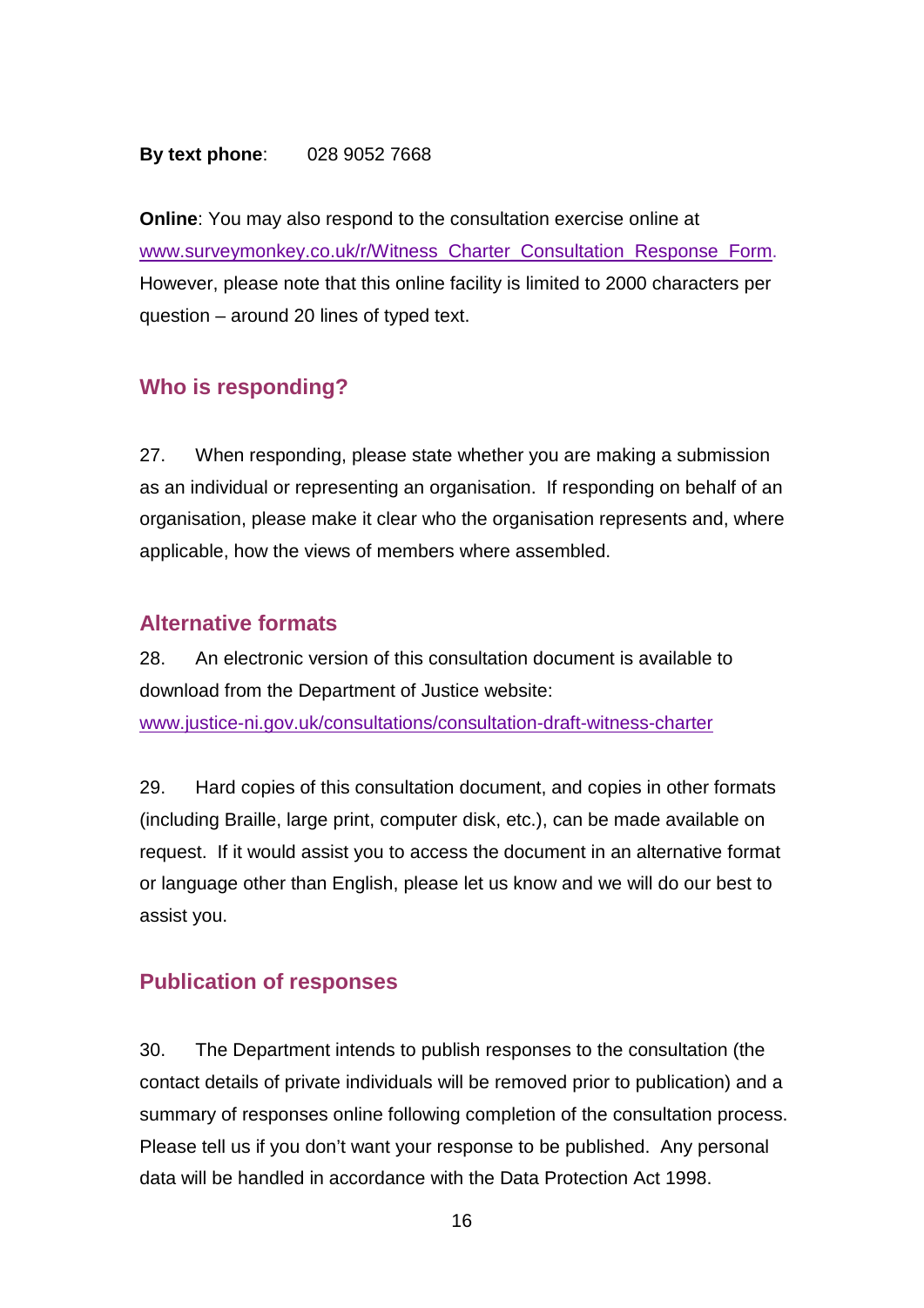**By text phone**: 028 9052 7668

**Online**: You may also respond to the consultation exercise online at [www.surveymonkey.co.uk/r/Witness_Charter_Consultation_Response_Form](www.surveymonkey.co.uk/r/Witness_Charter_Consultation_Response_Form). However, please note that this online facility is limited to 2000 characters per question – around 20 lines of typed text.

## Who is responding?

27. When responding, please state whether you are making a submission as an individual or representing an organisation. If responding on behalf of an organisation, please make it clear who the organisation represents and, where applicable, how the views of members where assembled.

## Alternative formats

28. An electronic version of this consultation document is available to download from the Department of Justice website: [www.justice-ni.gov.uk/consultations/consultation-draft-witness-charter](www.justice-ni.gov.uk/consultations/consultation-draft-witness-charter)

29. Hard copies of this consultation document, and copies in other formats (including Braille, large print, computer disk, etc.), can be made available on request. If it would assist you to access the document in an alternative format or language other than English, please let us know and we will do our best to assist you.

## Publication of responses

30. The Department intends to publish responses to the consultation (the contact details of private individuals will be removed prior to publication) and a summary of responses online following completion of the consultation process. Please tell us if you don't want your response to be published. Any personal data will be handled in accordance with the Data Protection Act 1998.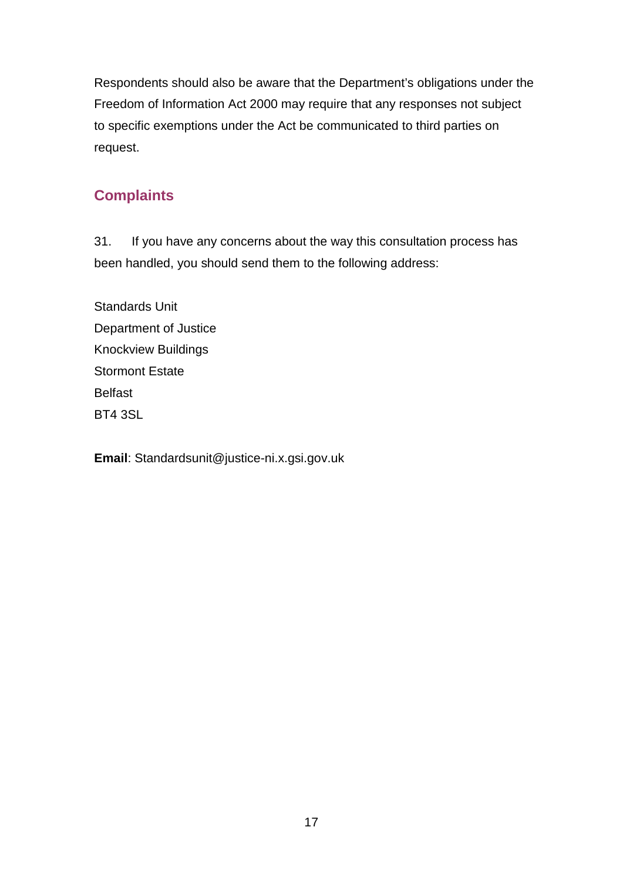Respondents should also be aware that the Department's obligations under the Freedom of Information Act 2000 may require that any responses not subject to specific exemptions under the Act be communicated to third parties on request.

## Complaints

31. If you have any concerns about the way this consultation process has been handled, you should send them to the following address:

Standards Unit
Department of Justice
Knockview Buildings
Stormont Estate
Belfast
BT4 3SL

**Email**: Standardsunit@justice-ni.x.gsi.gov.uk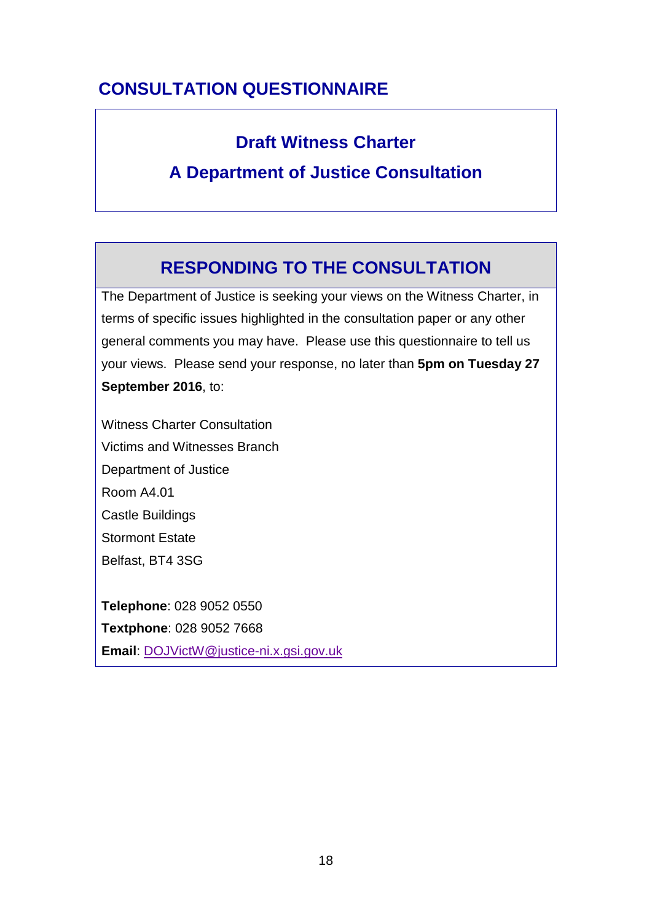# CONSULTATION QUESTIONNAIRE

## Draft Witness Charter

## A Department of Justice Consultation

## RESPONDING TO THE CONSULTATION

The Department of Justice is seeking your views on the Witness Charter, in terms of specific issues highlighted in the consultation paper or any other general comments you may have. Please use this questionnaire to tell us your views. Please send your response, no later than **5pm on Tuesday 27 September 2016**, to:

Witness Charter Consultation
Victims and Witnesses Branch
Department of Justice
Room A4.01
Castle Buildings
Stormont Estate
Belfast, BT4 3SG

**Telephone**: 028 9052 0550
**Textphone**: 028 9052 7668
**Email**: DOJVictW@justice-ni.x.gsi.gov.uk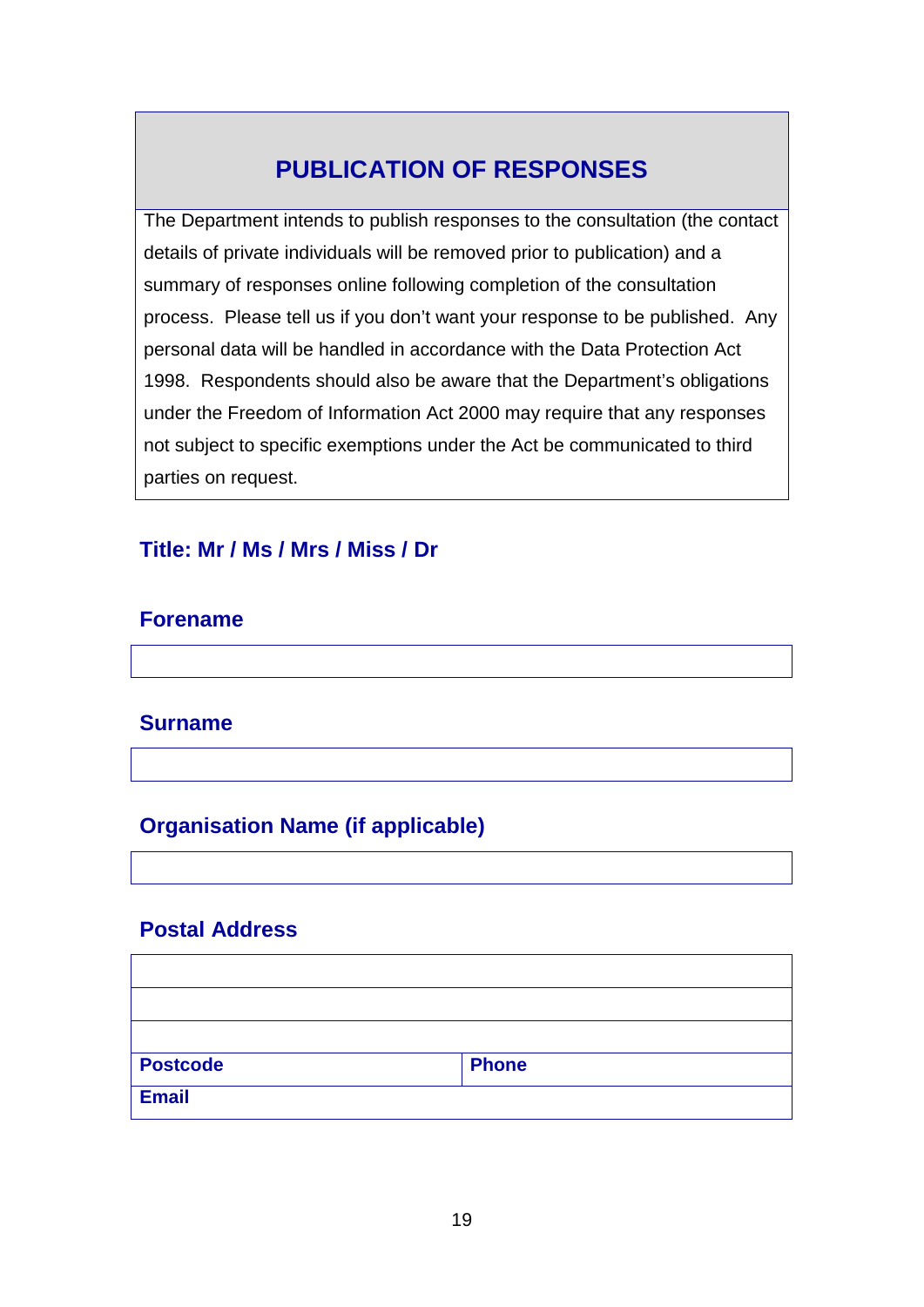## PUBLICATION OF RESPONSES

The Department intends to publish responses to the consultation (the contact details of private individuals will be removed prior to publication) and a summary of responses online following completion of the consultation process. Please tell us if you don't want your response to be published. Any personal data will be handled in accordance with the Data Protection Act 1998. Respondents should also be aware that the Department's obligations under the Freedom of Information Act 2000 may require that any responses not subject to specific exemptions under the Act be communicated to third parties on request.

**Title: Mr / Ms / Mrs / Miss / Dr**

**Forename**

| |
|---|
| |

**Surname**

| |
|---|
| |

**Organisation Name (if applicable)**

| |
|---|
| |

**Postal Address**

| | |
|---|---|
| | |
| | |
| | |
| **Postcode** | **Phone** |
| **Email** | |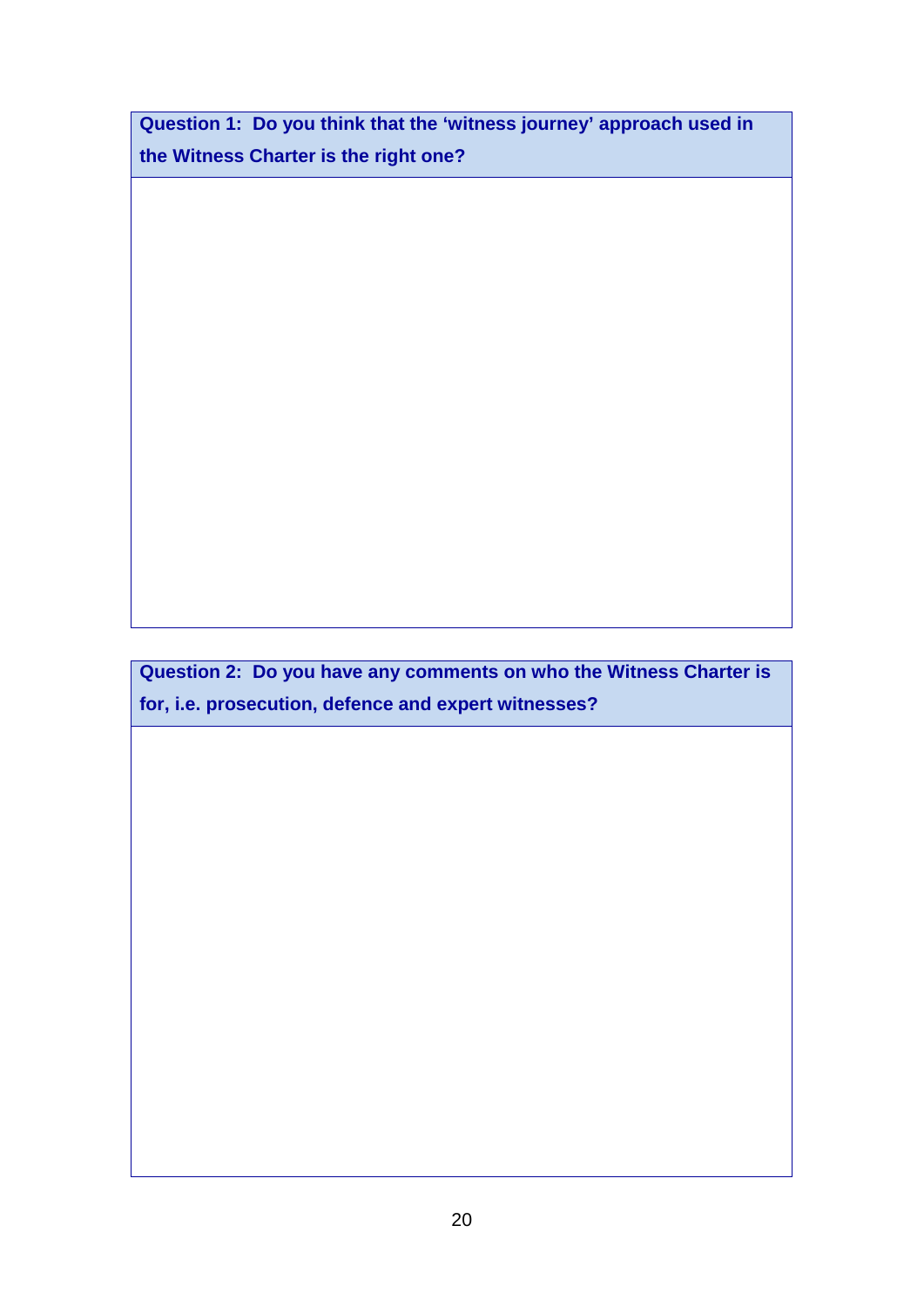| Question 1: Do you think that the 'witness journey' approach used in the Witness Charter is the right one? |
| --- |
| |

| Question 2: Do you have any comments on who the Witness Charter is for, i.e. prosecution, defence and expert witnesses? |
| --- |
| |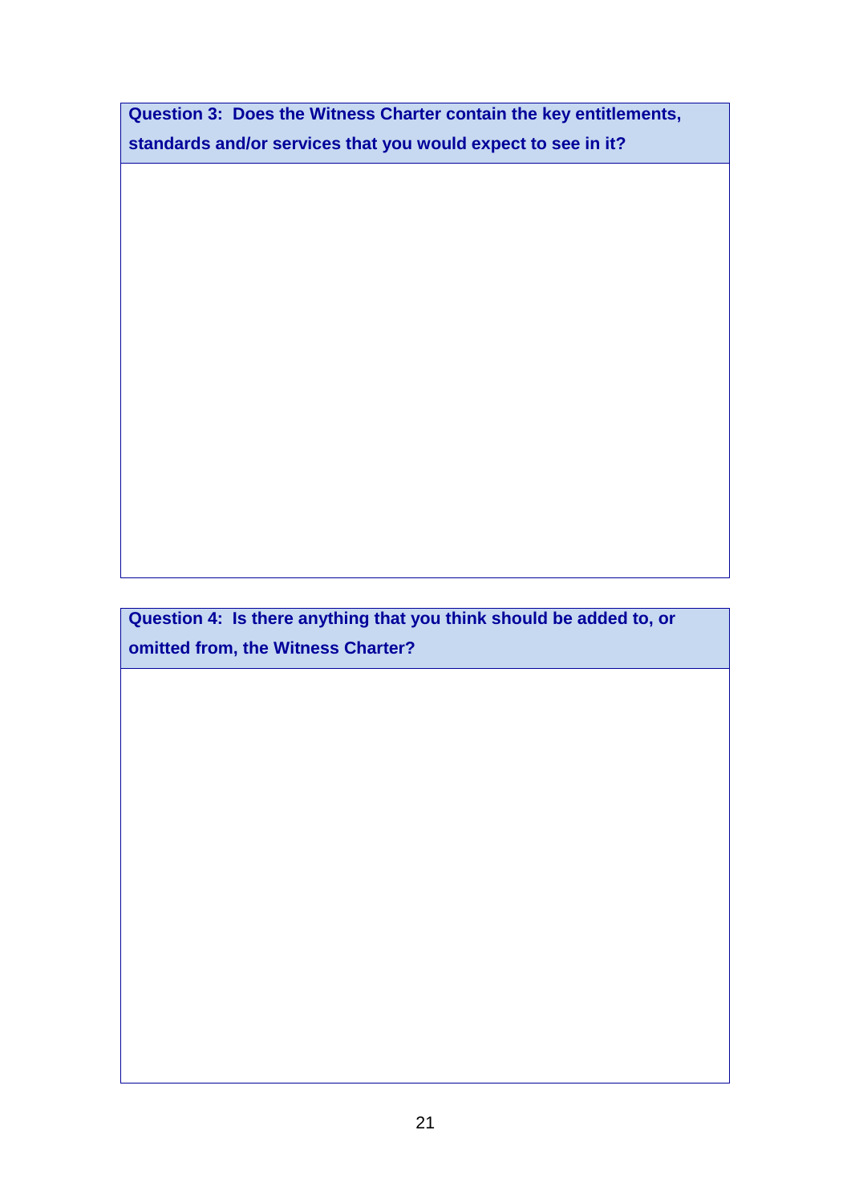| Question 3: Does the Witness Charter contain the key entitlements, standards and/or services that you would expect to see in it? |
| --- |
| |

| Question 4: Is there anything that you think should be added to, or omitted from, the Witness Charter? |
| --- |
| |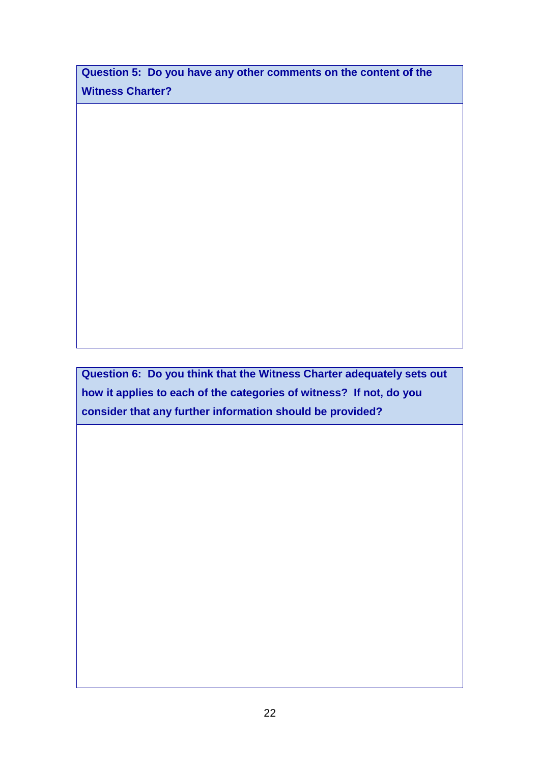| Question 5: Do you have any other comments on the content of the Witness Charter? |
| --- |
| |

| Question 6: Do you think that the Witness Charter adequately sets out how it applies to each of the categories of witness? If not, do you consider that any further information should be provided? |
| --- |
| |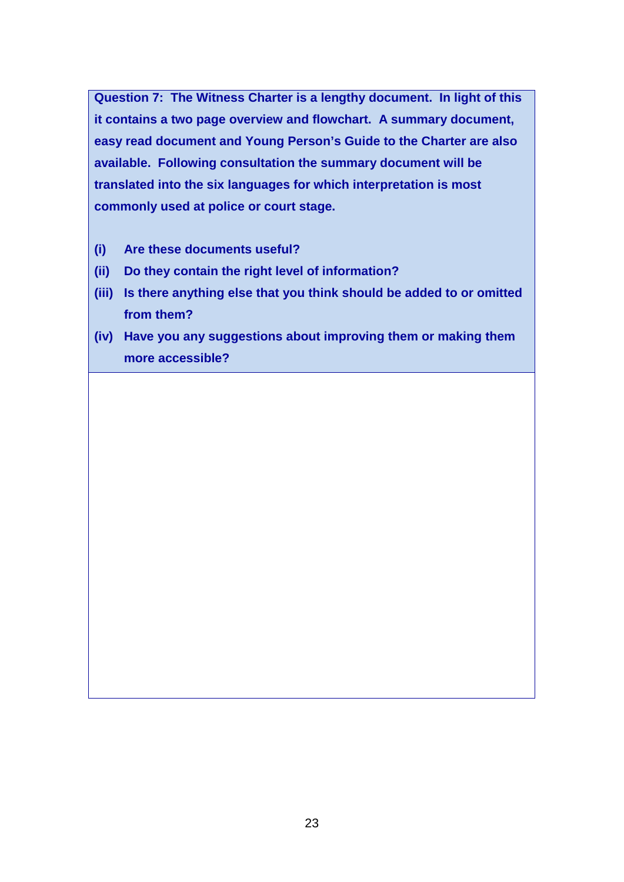**Question 7: The Witness Charter is a lengthy document. In light of this it contains a two page overview and flowchart. A summary document, easy read document and Young Person's Guide to the Charter are also available. Following consultation the summary document will be translated into the six languages for which interpretation is most commonly used at police or court stage.**

**(i) Are these documents useful?**

**(ii) Do they contain the right level of information?**

**(iii) Is there anything else that you think should be added to or omitted from them?**

**(iv) Have you any suggestions about improving them or making them more accessible?**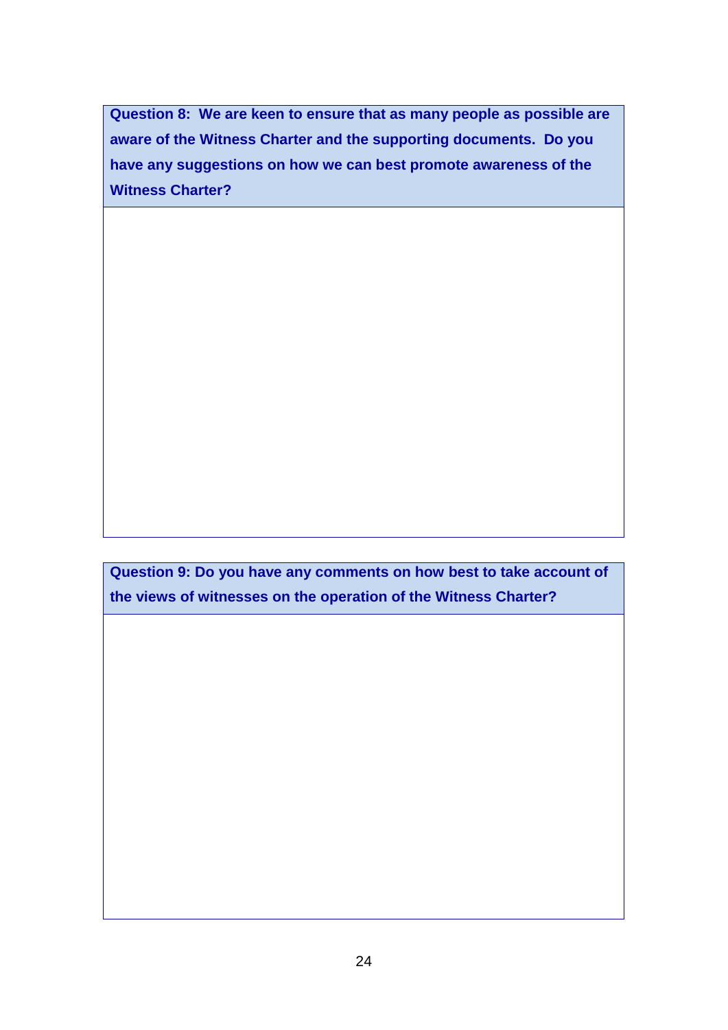**Question 8: We are keen to ensure that as many people as possible are aware of the Witness Charter and the supporting documents. Do you have any suggestions on how we can best promote awareness of the Witness Charter?**

**Question 9: Do you have any comments on how best to take account of the views of witnesses on the operation of the Witness Charter?**